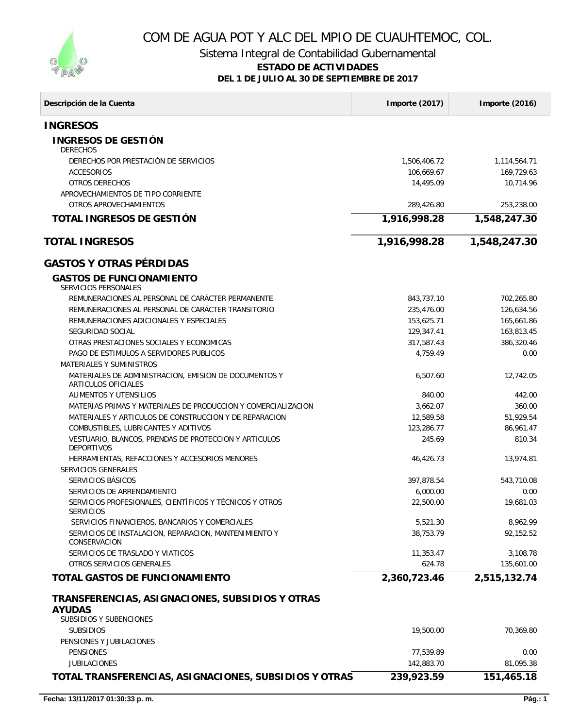# COM DE AGUA POT Y ALC DEL MPIO DE CUAUHTEMOC, COL.

## Sistema Integral de Contabilidad Gubernamental

**ESTADO DE ACTIVIDADES**

**DEL 1 DE JULIO AL 30 DE SEPTIEMBRE DE 2017**

| Descripción de la Cuenta | Importe (2017) | Importe (2016) |
|---|---|---|
| **INGRESOS** | | |
| **INGRESOS DE GESTIÓN** | | |
| DERECHOS | | |
| DERECHOS POR PRESTACIÓN DE SERVICIOS | 1,506,406.72 | 1,114,564.71 |
| ACCESORIOS | 106,669.67 | 169,729.63 |
| OTROS DERECHOS | 14,495.09 | 10,714.96 |
| APROVECHAMIENTOS DE TIPO CORRIENTE | | |
| OTROS APROVECHAMIENTOS | 289,426.80 | 253,238.00 |
| **TOTAL INGRESOS DE GESTIÓN** | **1,916,998.28** | **1,548,247.30** |
| **TOTAL INGRESOS** | **1,916,998.28** | **1,548,247.30** |
| **GASTOS Y OTRAS PÉRDIDAS** | | |
| **GASTOS DE FUNCIONAMIENTO** | | |
| SERVICIOS PERSONALES | | |
| REMUNERACIONES AL PERSONAL DE CARÁCTER PERMANENTE | 843,737.10 | 702,265.80 |
| REMUNERACIONES AL PERSONAL DE CARÁCTER TRANSITORIO | 235,476.00 | 126,634.56 |
| REMUNERACIONES ADICIONALES Y ESPECIALES | 153,625.71 | 165,661.86 |
| SEGURIDAD SOCIAL | 129,347.41 | 163,813.45 |
| OTRAS PRESTACIONES SOCIALES Y ECONOMICAS | 317,587.43 | 386,320.46 |
| PAGO DE ESTIMULOS A SERVIDORES PUBLICOS | 4,759.49 | 0.00 |
| MATERIALES Y SUMINISTROS | | |
| MATERIALES DE ADMINISTRACION, EMISION DE DOCUMENTOS Y ARTICULOS OFICIALES | 6,507.60 | 12,742.05 |
| ALIMENTOS Y UTENSILIOS | 840.00 | 442.00 |
| MATERIAS PRIMAS Y MATERIALES DE PRODUCCION Y COMERCIALIZACION | 3,662.07 | 360.00 |
| MATERIALES Y ARTICULOS DE CONSTRUCCION Y DE REPARACION | 12,589.58 | 51,929.54 |
| COMBUSTIBLES, LUBRICANTES Y ADITIVOS | 123,286.77 | 86,961.47 |
| VESTUARIO, BLANCOS, PRENDAS DE PROTECCION Y ARTICULOS DEPORTIVOS | 245.69 | 810.34 |
| HERRAMIENTAS, REFACCIONES Y ACCESORIOS MENORES | 46,426.73 | 13,974.81 |
| SERVICIOS GENERALES | | |
| SERVICIOS BÁSICOS | 397,878.54 | 543,710.08 |
| SERVICIOS DE ARRENDAMIENTO | 6,000.00 | 0.00 |
| SERVICIOS PROFESIONALES, CIENTÍFICOS Y TÉCNICOS Y OTROS SERVICIOS | 22,500.00 | 19,681.03 |
| SERVICIOS FINANCIEROS, BANCARIOS Y COMERCIALES | 5,521.30 | 8,962.99 |
| SERVICIOS DE INSTALACION, REPARACION, MANTENIMIENTO Y CONSERVACION | 38,753.79 | 92,152.52 |
| SERVICIOS DE TRASLADO Y VIATICOS | 11,353.47 | 3,108.78 |
| OTROS SERVICIOS GENERALES | 624.78 | 135,601.00 |
| **TOTAL GASTOS DE FUNCIONAMIENTO** | **2,360,723.46** | **2,515,132.74** |
| **TRANSFERENCIAS, ASIGNACIONES, SUBSIDIOS Y OTRAS AYUDAS** | | |
| SUBSIDIOS Y SUBENCIONES | | |
| SUBSIDIOS | 19,500.00 | 70,369.80 |
| PENSIONES Y JUBILACIONES | | |
| PENSIONES | 77,539.89 | 0.00 |
| JUBILACIONES | 142,883.70 | 81,095.38 |
| **TOTAL TRANSFERENCIAS, ASIGNACIONES, SUBSIDIOS Y OTRAS** | **239,923.59** | **151,465.18** |

**Fecha: 13/11/2017 01:30:33 p. m.**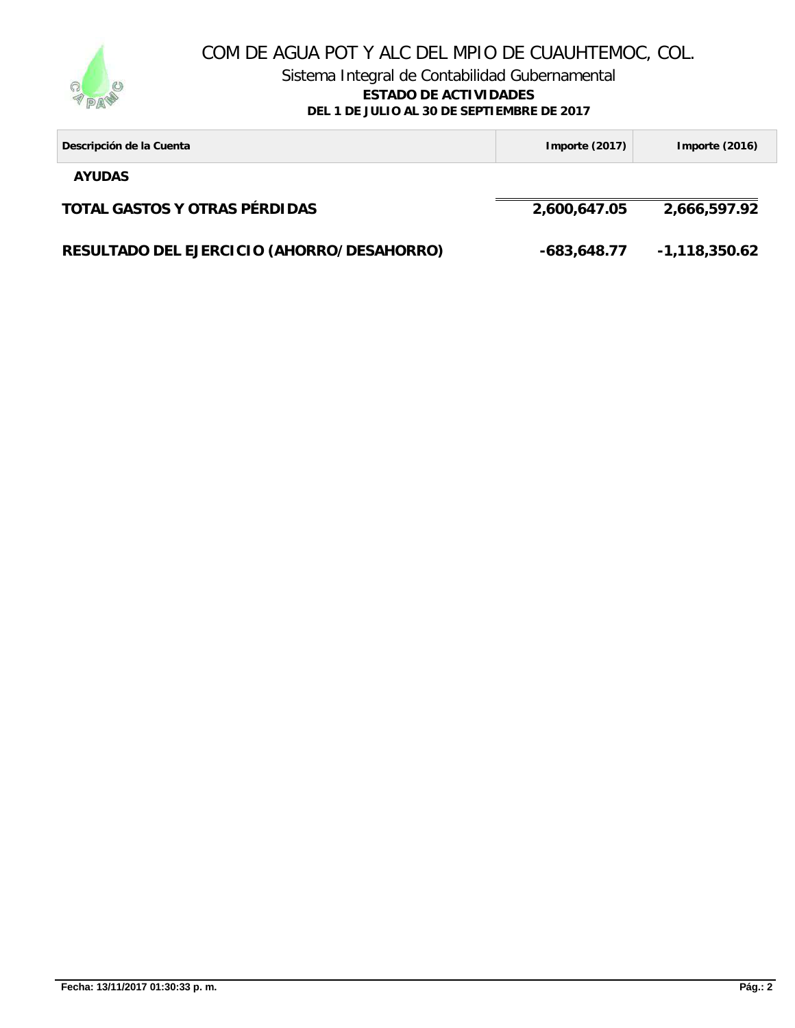# COM DE AGUA POT Y ALC DEL MPIO DE CUAUHTEMOC, COL.

Sistema Integral de Contabilidad Gubernamental

**ESTADO DE ACTIVIDADES**

**DEL 1 DE JULIO AL 30 DE SEPTIEMBRE DE 2017**

| Descripción de la Cuenta | Importe (2017) | Importe (2016) |
|---|---|---|
| **AYUDAS** | | |
| **TOTAL GASTOS Y OTRAS PÉRDIDAS** | **2,600,647.05** | **2,666,597.92** |
| **RESULTADO DEL EJERCICIO (AHORRO/DESAHORRO)** | **-683,648.77** | **-1,118,350.62** |

**Fecha: 13/11/2017 01:30:33 p. m.**